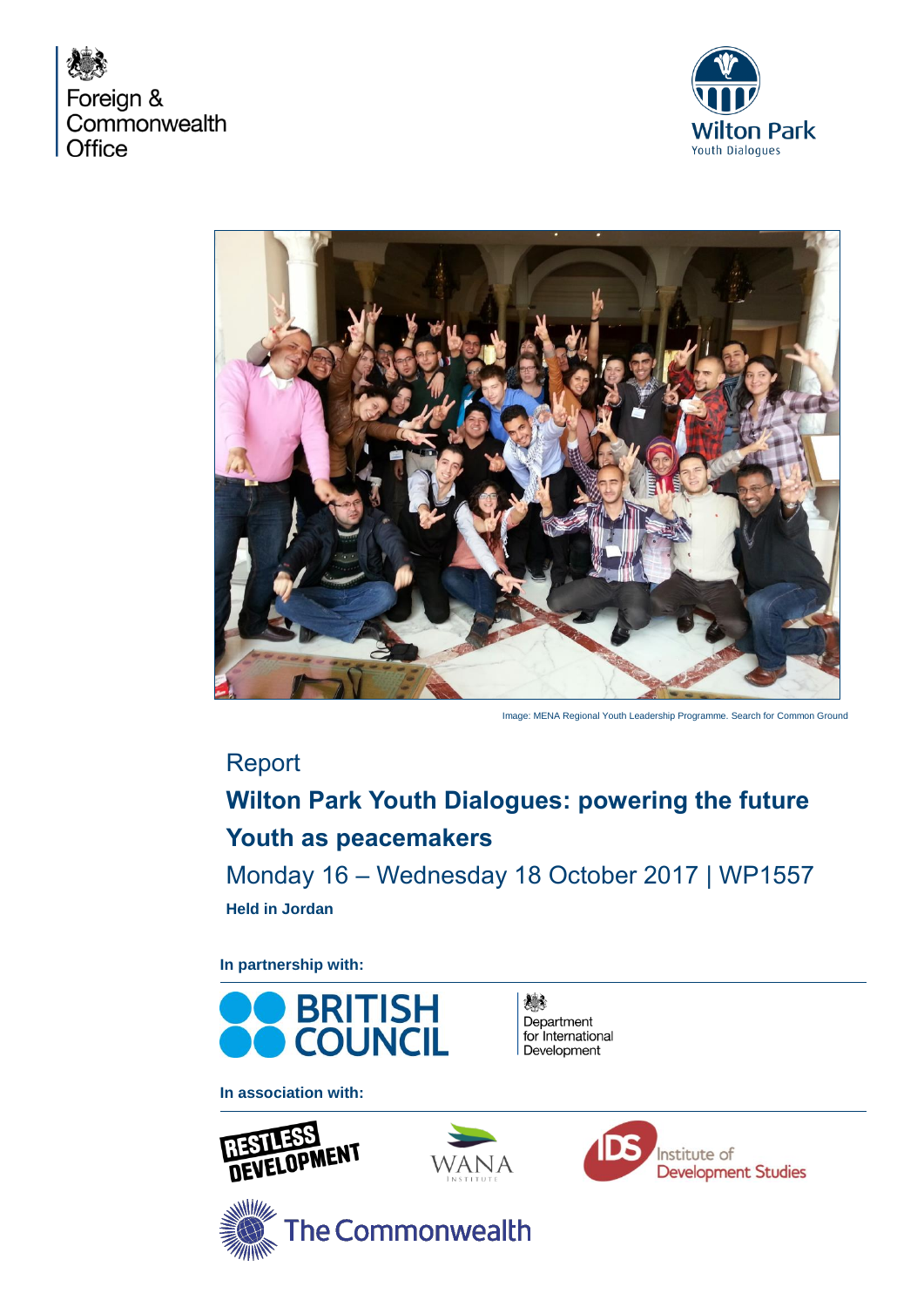Foreign & Commonwealth Office

Wilton Park Youth Dialogues

Image: MENA Regional Youth Leadership Programme. Search for Common Ground

Report

# Wilton Park Youth Dialogues: powering the future

## Youth as peacemakers

Monday 16 – Wednesday 18 October 2017 | WP1557

**Held in Jordan**

**In partnership with:**

British Council

Department for International Development

**In association with:**

Restless Development

WANA Institute

Institute of Development Studies

The Commonwealth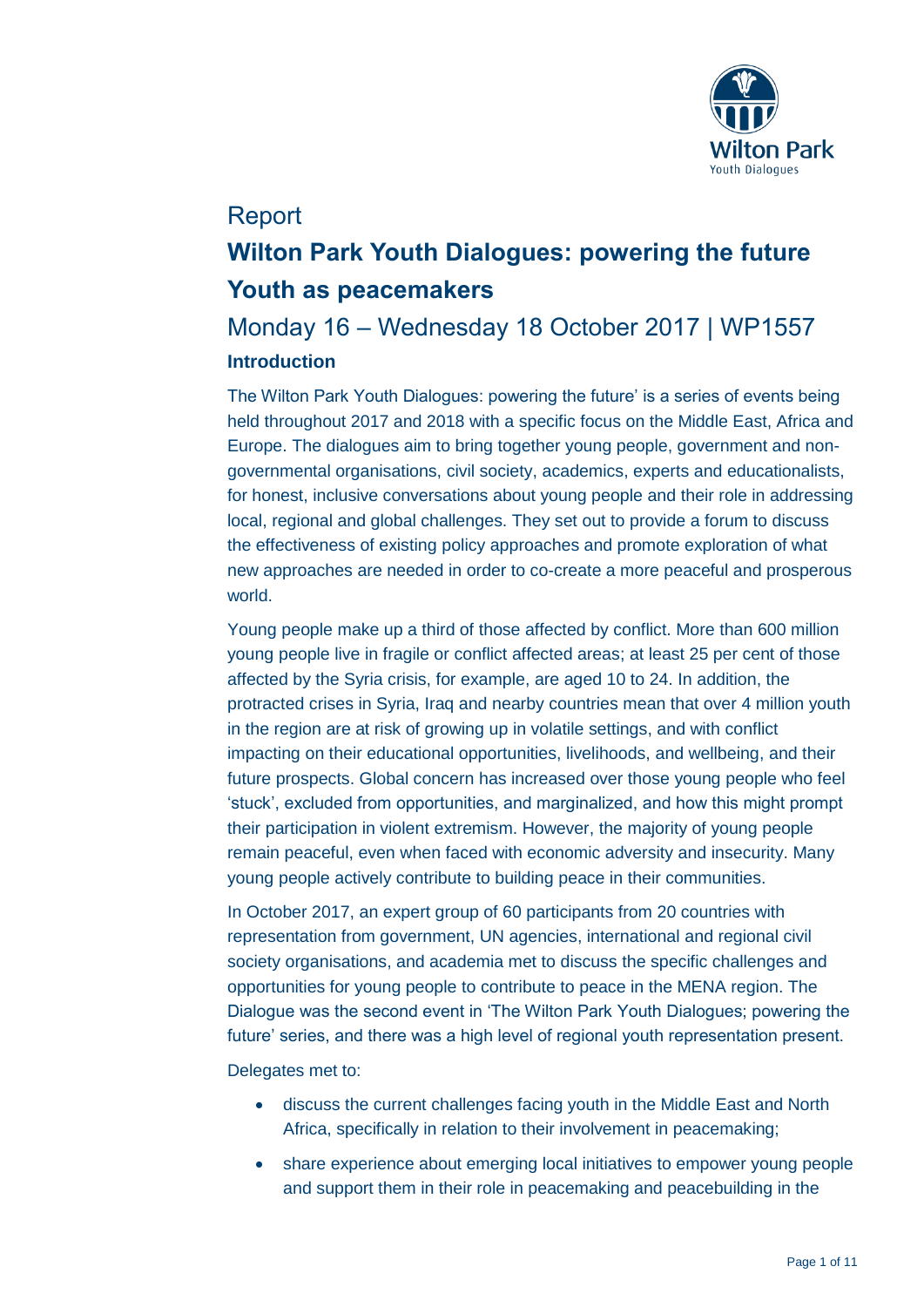Report

# Wilton Park Youth Dialogues: powering the future Youth as peacemakers

## Monday 16 – Wednesday 18 October 2017 | WP1557

### Introduction

The Wilton Park Youth Dialogues: powering the future' is a series of events being held throughout 2017 and 2018 with a specific focus on the Middle East, Africa and Europe. The dialogues aim to bring together young people, government and non-governmental organisations, civil society, academics, experts and educationalists, for honest, inclusive conversations about young people and their role in addressing local, regional and global challenges. They set out to provide a forum to discuss the effectiveness of existing policy approaches and promote exploration of what new approaches are needed in order to co-create a more peaceful and prosperous world.

Young people make up a third of those affected by conflict. More than 600 million young people live in fragile or conflict affected areas; at least 25 per cent of those affected by the Syria crisis, for example, are aged 10 to 24. In addition, the protracted crises in Syria, Iraq and nearby countries mean that over 4 million youth in the region are at risk of growing up in volatile settings, and with conflict impacting on their educational opportunities, livelihoods, and wellbeing, and their future prospects. Global concern has increased over those young people who feel 'stuck', excluded from opportunities, and marginalized, and how this might prompt their participation in violent extremism. However, the majority of young people remain peaceful, even when faced with economic adversity and insecurity. Many young people actively contribute to building peace in their communities.

In October 2017, an expert group of 60 participants from 20 countries with representation from government, UN agencies, international and regional civil society organisations, and academia met to discuss the specific challenges and opportunities for young people to contribute to peace in the MENA region. The Dialogue was the second event in 'The Wilton Park Youth Dialogues; powering the future' series, and there was a high level of regional youth representation present.

Delegates met to:

- discuss the current challenges facing youth in the Middle East and North Africa, specifically in relation to their involvement in peacemaking;
- share experience about emerging local initiatives to empower young people and support them in their role in peacemaking and peacebuilding in the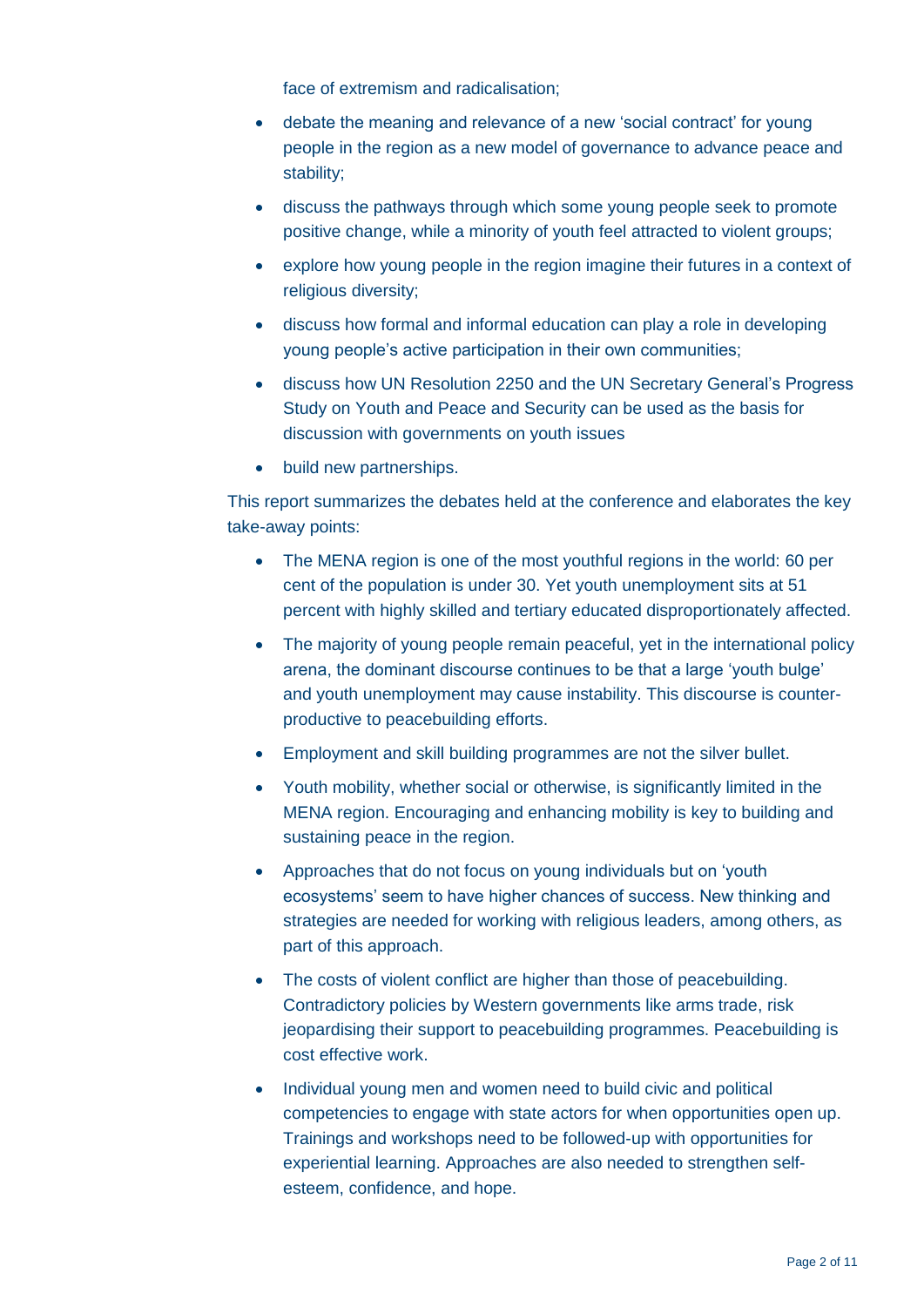face of extremism and radicalisation;

- debate the meaning and relevance of a new 'social contract' for young people in the region as a new model of governance to advance peace and stability;
- discuss the pathways through which some young people seek to promote positive change, while a minority of youth feel attracted to violent groups;
- explore how young people in the region imagine their futures in a context of religious diversity;
- discuss how formal and informal education can play a role in developing young people's active participation in their own communities;
- discuss how UN Resolution 2250 and the UN Secretary General's Progress Study on Youth and Peace and Security can be used as the basis for discussion with governments on youth issues
- build new partnerships.

This report summarizes the debates held at the conference and elaborates the key take-away points:

- The MENA region is one of the most youthful regions in the world: 60 per cent of the population is under 30. Yet youth unemployment sits at 51 percent with highly skilled and tertiary educated disproportionately affected.
- The majority of young people remain peaceful, yet in the international policy arena, the dominant discourse continues to be that a large 'youth bulge' and youth unemployment may cause instability. This discourse is counter-productive to peacebuilding efforts.
- Employment and skill building programmes are not the silver bullet.
- Youth mobility, whether social or otherwise, is significantly limited in the MENA region. Encouraging and enhancing mobility is key to building and sustaining peace in the region.
- Approaches that do not focus on young individuals but on 'youth ecosystems' seem to have higher chances of success. New thinking and strategies are needed for working with religious leaders, among others, as part of this approach.
- The costs of violent conflict are higher than those of peacebuilding. Contradictory policies by Western governments like arms trade, risk jeopardising their support to peacebuilding programmes. Peacebuilding is cost effective work.
- Individual young men and women need to build civic and political competencies to engage with state actors for when opportunities open up. Trainings and workshops need to be followed-up with opportunities for experiential learning. Approaches are also needed to strengthen self-esteem, confidence, and hope.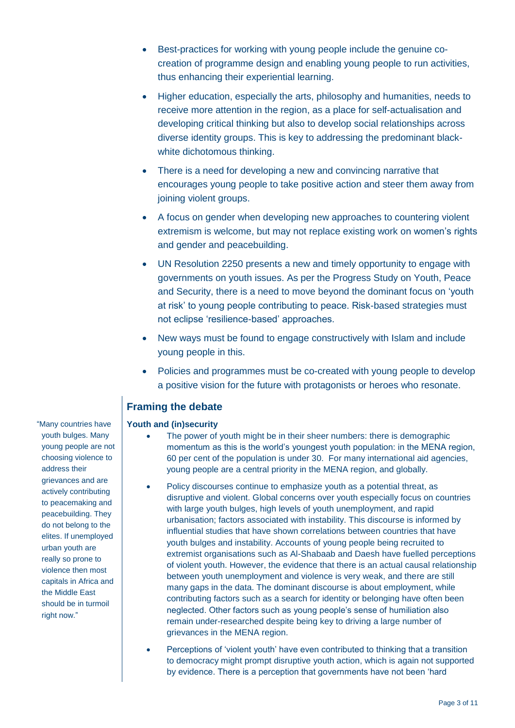- Best-practices for working with young people include the genuine co-creation of programme design and enabling young people to run activities, thus enhancing their experiential learning.
- Higher education, especially the arts, philosophy and humanities, needs to receive more attention in the region, as a place for self-actualisation and developing critical thinking but also to develop social relationships across diverse identity groups. This is key to addressing the predominant black-white dichotomous thinking.
- There is a need for developing a new and convincing narrative that encourages young people to take positive action and steer them away from joining violent groups.
- A focus on gender when developing new approaches to countering violent extremism is welcome, but may not replace existing work on women's rights and gender and peacebuilding.
- UN Resolution 2250 presents a new and timely opportunity to engage with governments on youth issues. As per the Progress Study on Youth, Peace and Security, there is a need to move beyond the dominant focus on 'youth at risk' to young people contributing to peace. Risk-based strategies must not eclipse 'resilience-based' approaches.
- New ways must be found to engage constructively with Islam and include young people in this.
- Policies and programmes must be co-created with young people to develop a positive vision for the future with protagonists or heroes who resonate.

## Framing the debate

### Youth and (in)security

"Many countries have youth bulges. Many young people are not choosing violence to address their grievances and are actively contributing to peacemaking and peacebuilding. They do not belong to the elites. If unemployed urban youth are really so prone to violence then most capitals in Africa and the Middle East should be in turmoil right now."

- The power of youth might be in their sheer numbers: there is demographic momentum as this is the world's youngest youth population: in the MENA region, 60 per cent of the population is under 30. For many international aid agencies, young people are a central priority in the MENA region, and globally.
- Policy discourses continue to emphasize youth as a potential threat, as disruptive and violent. Global concerns over youth especially focus on countries with large youth bulges, high levels of youth unemployment, and rapid urbanisation; factors associated with instability. This discourse is informed by influential studies that have shown correlations between countries that have youth bulges and instability. Accounts of young people being recruited to extremist organisations such as Al-Shabaab and Daesh have fuelled perceptions of violent youth. However, the evidence that there is an actual causal relationship between youth unemployment and violence is very weak, and there are still many gaps in the data. The dominant discourse is about employment, while contributing factors such as a search for identity or belonging have often been neglected. Other factors such as young people's sense of humiliation also remain under-researched despite being key to driving a large number of grievances in the MENA region.
- Perceptions of 'violent youth' have even contributed to thinking that a transition to democracy might prompt disruptive youth action, which is again not supported by evidence. There is a perception that governments have not been 'hard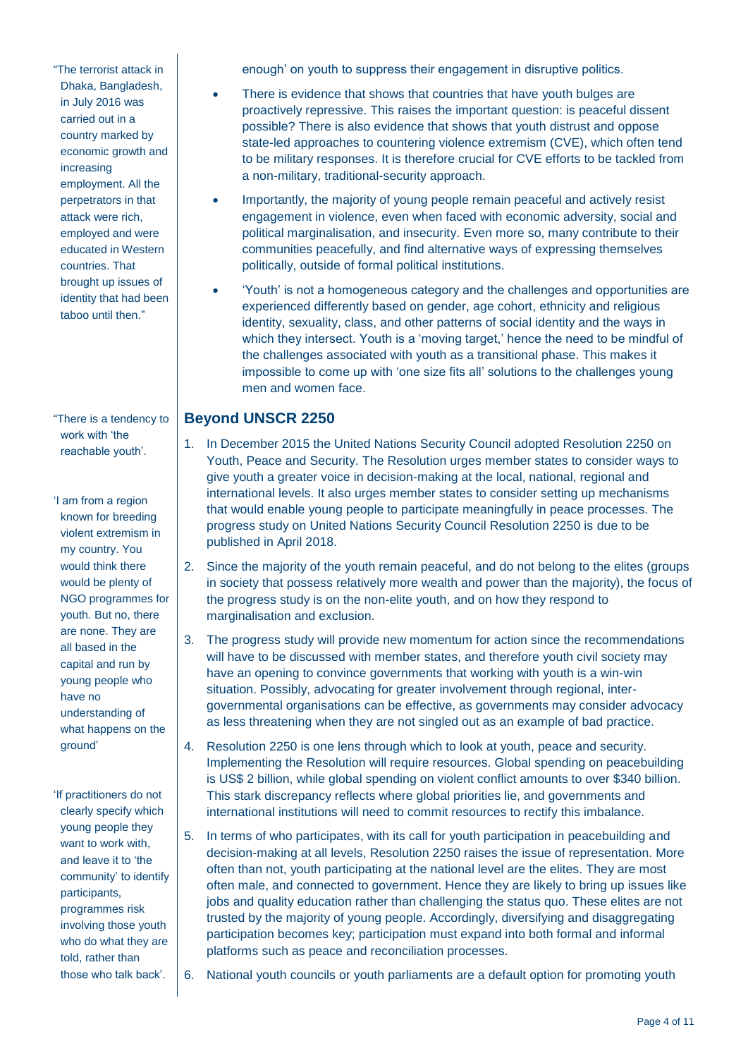“The terrorist attack in Dhaka, Bangladesh, in July 2016 was carried out in a country marked by economic growth and increasing employment. All the perpetrators in that attack were rich, employed and were educated in Western countries. That brought up issues of identity that had been taboo until then.”

“There is a tendency to work with ‘the reachable youth’.

‘I am from a region known for breeding violent extremism in my country. You would think there would be plenty of NGO programmes for youth. But no, there are none. They are all based in the capital and run by young people who have no understanding of what happens on the ground’

‘If practitioners do not clearly specify which young people they want to work with, and leave it to ‘the community’ to identify participants, programmes risk involving those youth who do what they are told, rather than those who talk back’.

enough’ on youth to suppress their engagement in disruptive politics.

- There is evidence that shows that countries that have youth bulges are proactively repressive. This raises the important question: is peaceful dissent possible? There is also evidence that shows that youth distrust and oppose state-led approaches to countering violence extremism (CVE), which often tend to be military responses. It is therefore crucial for CVE efforts to be tackled from a non-military, traditional-security approach.
- Importantly, the majority of young people remain peaceful and actively resist engagement in violence, even when faced with economic adversity, social and political marginalisation, and insecurity. Even more so, many contribute to their communities peacefully, and find alternative ways of expressing themselves politically, outside of formal political institutions.
- ‘Youth’ is not a homogeneous category and the challenges and opportunities are experienced differently based on gender, age cohort, ethnicity and religious identity, sexuality, class, and other patterns of social identity and the ways in which they intersect. Youth is a ‘moving target,’ hence the need to be mindful of the challenges associated with youth as a transitional phase. This makes it impossible to come up with ‘one size fits all’ solutions to the challenges young men and women face.

## Beyond UNSCR 2250

1. In December 2015 the United Nations Security Council adopted Resolution 2250 on Youth, Peace and Security. The Resolution urges member states to consider ways to give youth a greater voice in decision-making at the local, national, regional and international levels. It also urges member states to consider setting up mechanisms that would enable young people to participate meaningfully in peace processes. The progress study on United Nations Security Council Resolution 2250 is due to be published in April 2018.
2. Since the majority of the youth remain peaceful, and do not belong to the elites (groups in society that possess relatively more wealth and power than the majority), the focus of the progress study is on the non-elite youth, and on how they respond to marginalisation and exclusion.
3. The progress study will provide new momentum for action since the recommendations will have to be discussed with member states, and therefore youth civil society may have an opening to convince governments that working with youth is a win-win situation. Possibly, advocating for greater involvement through regional, inter-governmental organisations can be effective, as governments may consider advocacy as less threatening when they are not singled out as an example of bad practice.
4. Resolution 2250 is one lens through which to look at youth, peace and security. Implementing the Resolution will require resources. Global spending on peacebuilding is US$ 2 billion, while global spending on violent conflict amounts to over $340 billion. This stark discrepancy reflects where global priorities lie, and governments and international institutions will need to commit resources to rectify this imbalance.
5. In terms of who participates, with its call for youth participation in peacebuilding and decision-making at all levels, Resolution 2250 raises the issue of representation. More often than not, youth participating at the national level are the elites. They are most often male, and connected to government. Hence they are likely to bring up issues like jobs and quality education rather than challenging the status quo. These elites are not trusted by the majority of young people. Accordingly, diversifying and disaggregating participation becomes key; participation must expand into both formal and informal platforms such as peace and reconciliation processes.
6. National youth councils or youth parliaments are a default option for promoting youth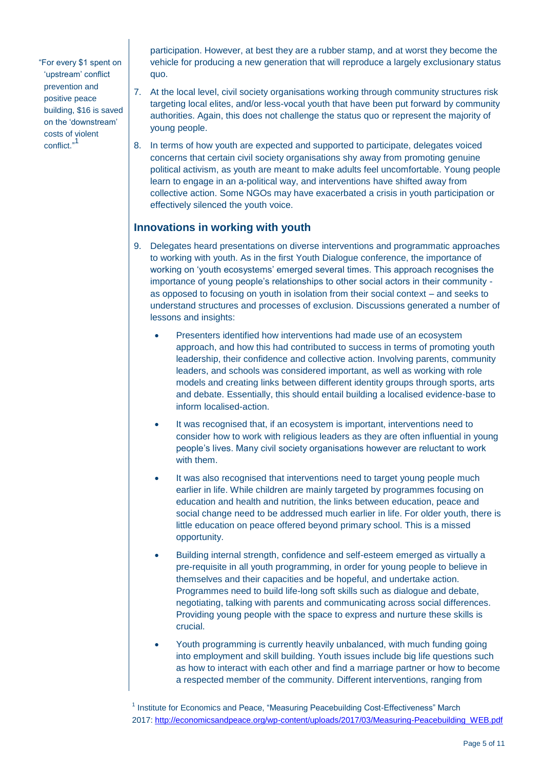> "For every $1 spent on 'upstream' conflict prevention and positive peace building, $16 is saved on the 'downstream' costs of violent conflict."[1]

participation. However, at best they are a rubber stamp, and at worst they become the vehicle for producing a new generation that will reproduce a largely exclusionary status quo.

7. At the local level, civil society organisations working through community structures risk targeting local elites, and/or less-vocal youth that have been put forward by community authorities. Again, this does not challenge the status quo or represent the majority of young people.

8. In terms of how youth are expected and supported to participate, delegates voiced concerns that certain civil society organisations shy away from promoting genuine political activism, as youth are meant to make adults feel uncomfortable. Young people learn to engage in an a-political way, and interventions have shifted away from collective action. Some NGOs may have exacerbated a crisis in youth participation or effectively silenced the youth voice.

## Innovations in working with youth

9. Delegates heard presentations on diverse interventions and programmatic approaches to working with youth. As in the first Youth Dialogue conference, the importance of working on 'youth ecosystems' emerged several times. This approach recognises the importance of young people's relationships to other social actors in their community - as opposed to focusing on youth in isolation from their social context – and seeks to understand structures and processes of exclusion. Discussions generated a number of lessons and insights:

   - Presenters identified how interventions had made use of an ecosystem approach, and how this had contributed to success in terms of promoting youth leadership, their confidence and collective action. Involving parents, community leaders, and schools was considered important, as well as working with role models and creating links between different identity groups through sports, arts and debate. Essentially, this should entail building a localised evidence-base to inform localised-action.

   - It was recognised that, if an ecosystem is important, interventions need to consider how to work with religious leaders as they are often influential in young people's lives. Many civil society organisations however are reluctant to work with them.

   - It was also recognised that interventions need to target young people much earlier in life. While children are mainly targeted by programmes focusing on education and health and nutrition, the links between education, peace and social change need to be addressed much earlier in life. For older youth, there is little education on peace offered beyond primary school. This is a missed opportunity.

   - Building internal strength, confidence and self-esteem emerged as virtually a pre-requisite in all youth programming, in order for young people to believe in themselves and their capacities and be hopeful, and undertake action. Programmes need to build life-long soft skills such as dialogue and debate, negotiating, talking with parents and communicating across social differences. Providing young people with the space to express and nurture these skills is crucial.

   - Youth programming is currently heavily unbalanced, with much funding going into employment and skill building. Youth issues include big life questions such as how to interact with each other and find a marriage partner or how to become a respected member of the community. Different interventions, ranging from

[1] Institute for Economics and Peace, "Measuring Peacebuilding Cost-Effectiveness" March 2017: http://economicsandpeace.org/wp-content/uploads/2017/03/Measuring-Peacebuilding_WEB.pdf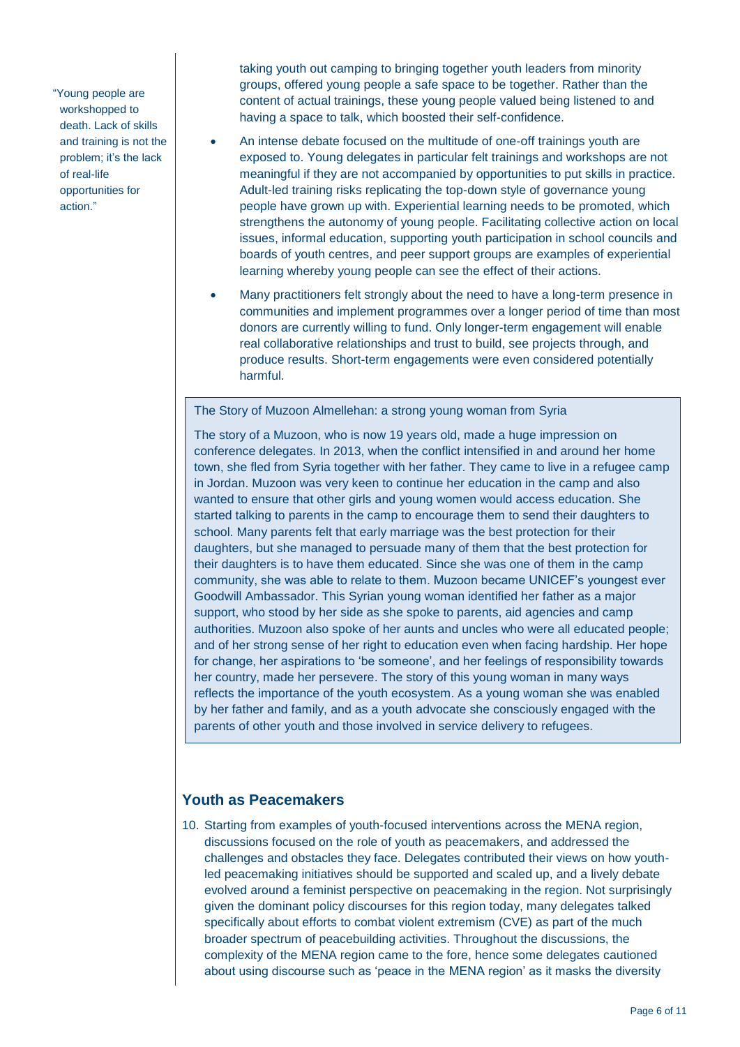"Young people are workshopped to death. Lack of skills and training is not the problem; it's the lack of real-life opportunities for action."

taking youth out camping to bringing together youth leaders from minority groups, offered young people a safe space to be together. Rather than the content of actual trainings, these young people valued being listened to and having a space to talk, which boosted their self-confidence.

- An intense debate focused on the multitude of one-off trainings youth are exposed to. Young delegates in particular felt trainings and workshops are not meaningful if they are not accompanied by opportunities to put skills in practice. Adult-led training risks replicating the top-down style of governance young people have grown up with. Experiential learning needs to be promoted, which strengthens the autonomy of young people. Facilitating collective action on local issues, informal education, supporting youth participation in school councils and boards of youth centres, and peer support groups are examples of experiential learning whereby young people can see the effect of their actions.
- Many practitioners felt strongly about the need to have a long-term presence in communities and implement programmes over a longer period of time than most donors are currently willing to fund. Only longer-term engagement will enable real collaborative relationships and trust to build, see projects through, and produce results. Short-term engagements were even considered potentially harmful.

> The Story of Muzoon Almellehan: a strong young woman from Syria
>
> The story of a Muzoon, who is now 19 years old, made a huge impression on conference delegates. In 2013, when the conflict intensified in and around her home town, she fled from Syria together with her father. They came to live in a refugee camp in Jordan. Muzoon was very keen to continue her education in the camp and also wanted to ensure that other girls and young women would access education. She started talking to parents in the camp to encourage them to send their daughters to school. Many parents felt that early marriage was the best protection for their daughters, but she managed to persuade many of them that the best protection for their daughters is to have them educated. Since she was one of them in the camp community, she was able to relate to them. Muzoon became UNICEF's youngest ever Goodwill Ambassador. This Syrian young woman identified her father as a major support, who stood by her side as she spoke to parents, aid agencies and camp authorities. Muzoon also spoke of her aunts and uncles who were all educated people; and of her strong sense of her right to education even when facing hardship. Her hope for change, her aspirations to 'be someone', and her feelings of responsibility towards her country, made her persevere. The story of this young woman in many ways reflects the importance of the youth ecosystem. As a young woman she was enabled by her father and family, and as a youth advocate she consciously engaged with the parents of other youth and those involved in service delivery to refugees.

## Youth as Peacemakers

10. Starting from examples of youth-focused interventions across the MENA region, discussions focused on the role of youth as peacemakers, and addressed the challenges and obstacles they face. Delegates contributed their views on how youth-led peacemaking initiatives should be supported and scaled up, and a lively debate evolved around a feminist perspective on peacemaking in the region. Not surprisingly given the dominant policy discourses for this region today, many delegates talked specifically about efforts to combat violent extremism (CVE) as part of the much broader spectrum of peacebuilding activities. Throughout the discussions, the complexity of the MENA region came to the fore, hence some delegates cautioned about using discourse such as 'peace in the MENA region' as it masks the diversity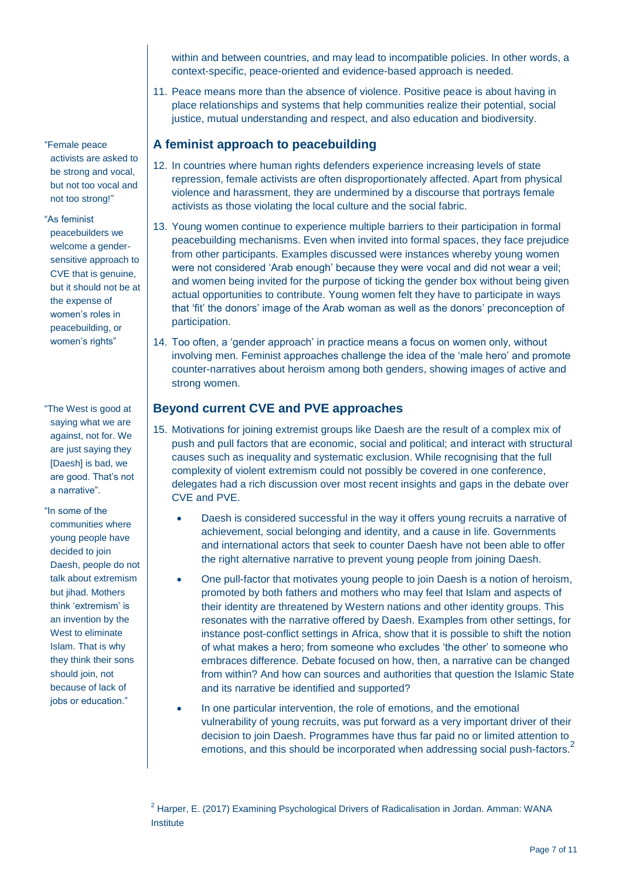within and between countries, and may lead to incompatible policies. In other words, a context-specific, peace-oriented and evidence-based approach is needed.

11. Peace means more than the absence of violence. Positive peace is about having in place relationships and systems that help communities realize their potential, social justice, mutual understanding and respect, and also education and biodiversity.

## A feminist approach to peacebuilding

> "Female peace activists are asked to be strong and vocal, but not too vocal and not too strong!"

> "As feminist peacebuilders we welcome a gender-sensitive approach to CVE that is genuine, but it should not be at the expense of women's roles in peacebuilding, or women's rights"

12. In countries where human rights defenders experience increasing levels of state repression, female activists are often disproportionately affected. Apart from physical violence and harassment, they are undermined by a discourse that portrays female activists as those violating the local culture and the social fabric.

13. Young women continue to experience multiple barriers to their participation in formal peacebuilding mechanisms. Even when invited into formal spaces, they face prejudice from other participants. Examples discussed were instances whereby young women were not considered 'Arab enough' because they were vocal and did not wear a veil; and women being invited for the purpose of ticking the gender box without being given actual opportunities to contribute. Young women felt they have to participate in ways that 'fit' the donors' image of the Arab woman as well as the donors' preconception of participation.

14. Too often, a 'gender approach' in practice means a focus on women only, without involving men. Feminist approaches challenge the idea of the 'male hero' and promote counter-narratives about heroism among both genders, showing images of active and strong women.

## Beyond current CVE and PVE approaches

> "The West is good at saying what we are against, not for. We are just saying they [Daesh] is bad, we are good. That's not a narrative".

> "In some of the communities where young people have decided to join Daesh, people do not talk about extremism but jihad. Mothers think 'extremism' is an invention by the West to eliminate Islam. That is why they think their sons should join, not because of lack of jobs or education."

15. Motivations for joining extremist groups like Daesh are the result of a complex mix of push and pull factors that are economic, social and political; and interact with structural causes such as inequality and systematic exclusion. While recognising that the full complexity of violent extremism could not possibly be covered in one conference, delegates had a rich discussion over most recent insights and gaps in the debate over CVE and PVE.

    - Daesh is considered successful in the way it offers young recruits a narrative of achievement, social belonging and identity, and a cause in life. Governments and international actors that seek to counter Daesh have not been able to offer the right alternative narrative to prevent young people from joining Daesh.
    - One pull-factor that motivates young people to join Daesh is a notion of heroism, promoted by both fathers and mothers who may feel that Islam and aspects of their identity are threatened by Western nations and other identity groups. This resonates with the narrative offered by Daesh. Examples from other settings, for instance post-conflict settings in Africa, show that it is possible to shift the notion of what makes a hero; from someone who excludes 'the other' to someone who embraces difference. Debate focused on how, then, a narrative can be changed from within? And how can sources and authorities that question the Islamic State and its narrative be identified and supported?
    - In one particular intervention, the role of emotions, and the emotional vulnerability of young recruits, was put forward as a very important driver of their decision to join Daesh. Programmes have thus far paid no or limited attention to emotions, and this should be incorporated when addressing social push-factors.[2]

[2] Harper, E. (2017) Examining Psychological Drivers of Radicalisation in Jordan. Amman: WANA Institute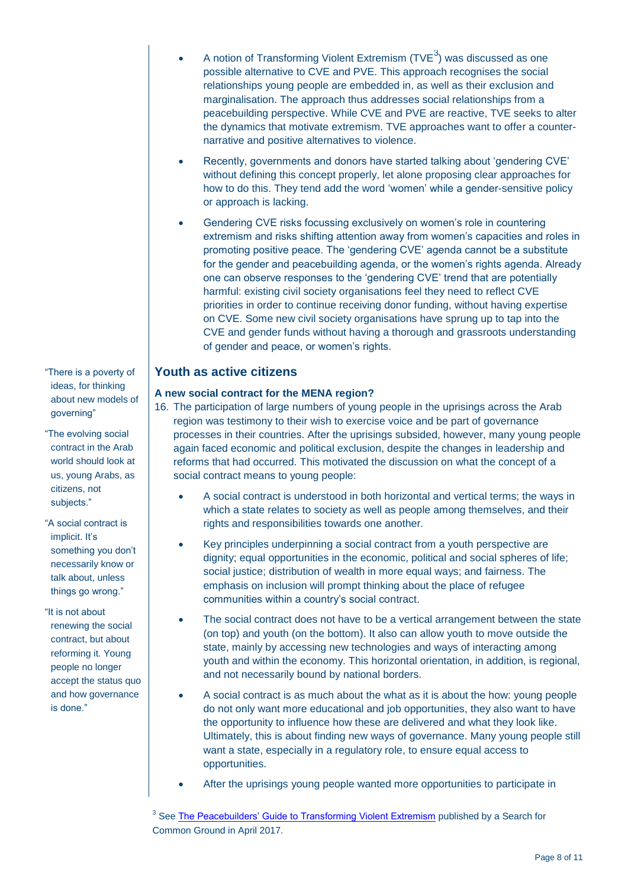- A notion of Transforming Violent Extremism (TVE[3]) was discussed as one possible alternative to CVE and PVE. This approach recognises the social relationships young people are embedded in, as well as their exclusion and marginalisation. The approach thus addresses social relationships from a peacebuilding perspective. While CVE and PVE are reactive, TVE seeks to alter the dynamics that motivate extremism. TVE approaches want to offer a counter-narrative and positive alternatives to violence.

- Recently, governments and donors have started talking about 'gendering CVE' without defining this concept properly, let alone proposing clear approaches for how to do this. They tend add the word 'women' while a gender-sensitive policy or approach is lacking.

- Gendering CVE risks focussing exclusively on women's role in countering extremism and risks shifting attention away from women's capacities and roles in promoting positive peace. The 'gendering CVE' agenda cannot be a substitute for the gender and peacebuilding agenda, or the women's rights agenda. Already one can observe responses to the 'gendering CVE' trend that are potentially harmful: existing civil society organisations feel they need to reflect CVE priorities in order to continue receiving donor funding, without having expertise on CVE. Some new civil society organisations have sprung up to tap into the CVE and gender funds without having a thorough and grassroots understanding of gender and peace, or women's rights.

## Youth as active citizens

"There is a poverty of ideas, for thinking about new models of governing"

"The evolving social contract in the Arab world should look at us, young Arabs, as citizens, not subjects."

"A social contract is implicit. It's something you don't necessarily know or talk about, unless things go wrong."

"It is not about renewing the social contract, but about reforming it. Young people no longer accept the status quo and how governance is done."

### A new social contract for the MENA region?

16. The participation of large numbers of young people in the uprisings across the Arab region was testimony to their wish to exercise voice and be part of governance processes in their countries. After the uprisings subsided, however, many young people again faced economic and political exclusion, despite the changes in leadership and reforms that had occurred. This motivated the discussion on what the concept of a social contract means to young people:

    - A social contract is understood in both horizontal and vertical terms; the ways in which a state relates to society as well as people among themselves, and their rights and responsibilities towards one another.

    - Key principles underpinning a social contract from a youth perspective are dignity; equal opportunities in the economic, political and social spheres of life; social justice; distribution of wealth in more equal ways; and fairness. The emphasis on inclusion will prompt thinking about the place of refugee communities within a country's social contract.

    - The social contract does not have to be a vertical arrangement between the state (on top) and youth (on the bottom). It also can allow youth to move outside the state, mainly by accessing new technologies and ways of interacting among youth and within the economy. This horizontal orientation, in addition, is regional, and not necessarily bound by national borders.

    - A social contract is as much about the what as it is about the how: young people do not only want more educational and job opportunities, they also want to have the opportunity to influence how these are delivered and what they look like. Ultimately, this is about finding new ways of governance. Many young people still want a state, especially in a regulatory role, to ensure equal access to opportunities.

    - After the uprisings young people wanted more opportunities to participate in

[3] See The Peacebuilders' Guide to Transforming Violent Extremism published by a Search for Common Ground in April 2017.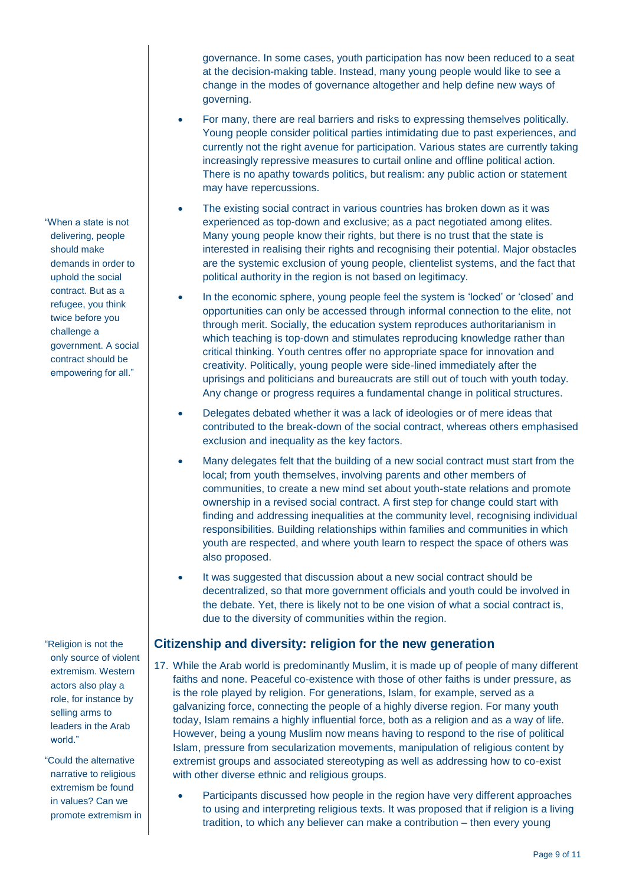governance. In some cases, youth participation has now been reduced to a seat at the decision-making table. Instead, many young people would like to see a change in the modes of governance altogether and help define new ways of governing.

- For many, there are real barriers and risks to expressing themselves politically. Young people consider political parties intimidating due to past experiences, and currently not the right avenue for participation. Various states are currently taking increasingly repressive measures to curtail online and offline political action. There is no apathy towards politics, but realism: any public action or statement may have repercussions.

> "When a state is not delivering, people should make demands in order to uphold the social contract. But as a refugee, you think twice before you challenge a government. A social contract should be empowering for all."

- The existing social contract in various countries has broken down as it was experienced as top-down and exclusive; as a pact negotiated among elites. Many young people know their rights, but there is no trust that the state is interested in realising their rights and recognising their potential. Major obstacles are the systemic exclusion of young people, clientelist systems, and the fact that political authority in the region is not based on legitimacy.

- In the economic sphere, young people feel the system is 'locked' or 'closed' and opportunities can only be accessed through informal connection to the elite, not through merit. Socially, the education system reproduces authoritarianism in which teaching is top-down and stimulates reproducing knowledge rather than critical thinking. Youth centres offer no appropriate space for innovation and creativity. Politically, young people were side-lined immediately after the uprisings and politicians and bureaucrats are still out of touch with youth today. Any change or progress requires a fundamental change in political structures.

- Delegates debated whether it was a lack of ideologies or of mere ideas that contributed to the break-down of the social contract, whereas others emphasised exclusion and inequality as the key factors.

- Many delegates felt that the building of a new social contract must start from the local; from youth themselves, involving parents and other members of communities, to create a new mind set about youth-state relations and promote ownership in a revised social contract. A first step for change could start with finding and addressing inequalities at the community level, recognising individual responsibilities. Building relationships within families and communities in which youth are respected, and where youth learn to respect the space of others was also proposed.

- It was suggested that discussion about a new social contract should be decentralized, so that more government officials and youth could be involved in the debate. Yet, there is likely not to be one vision of what a social contract is, due to the diversity of communities within the region.

## Citizenship and diversity: religion for the new generation

> "Religion is not the only source of violent extremism. Western actors also play a role, for instance by selling arms to leaders in the Arab world."

> "Could the alternative narrative to religious extremism be found in values? Can we promote extremism in

17. While the Arab world is predominantly Muslim, it is made up of people of many different faiths and none. Peaceful co-existence with those of other faiths is under pressure, as is the role played by religion. For generations, Islam, for example, served as a galvanizing force, connecting the people of a highly diverse region. For many youth today, Islam remains a highly influential force, both as a religion and as a way of life. However, being a young Muslim now means having to respond to the rise of political Islam, pressure from secularization movements, manipulation of religious content by extremist groups and associated stereotyping as well as addressing how to co-exist with other diverse ethnic and religious groups.

    - Participants discussed how people in the region have very different approaches to using and interpreting religious texts. It was proposed that if religion is a living tradition, to which any believer can make a contribution – then every young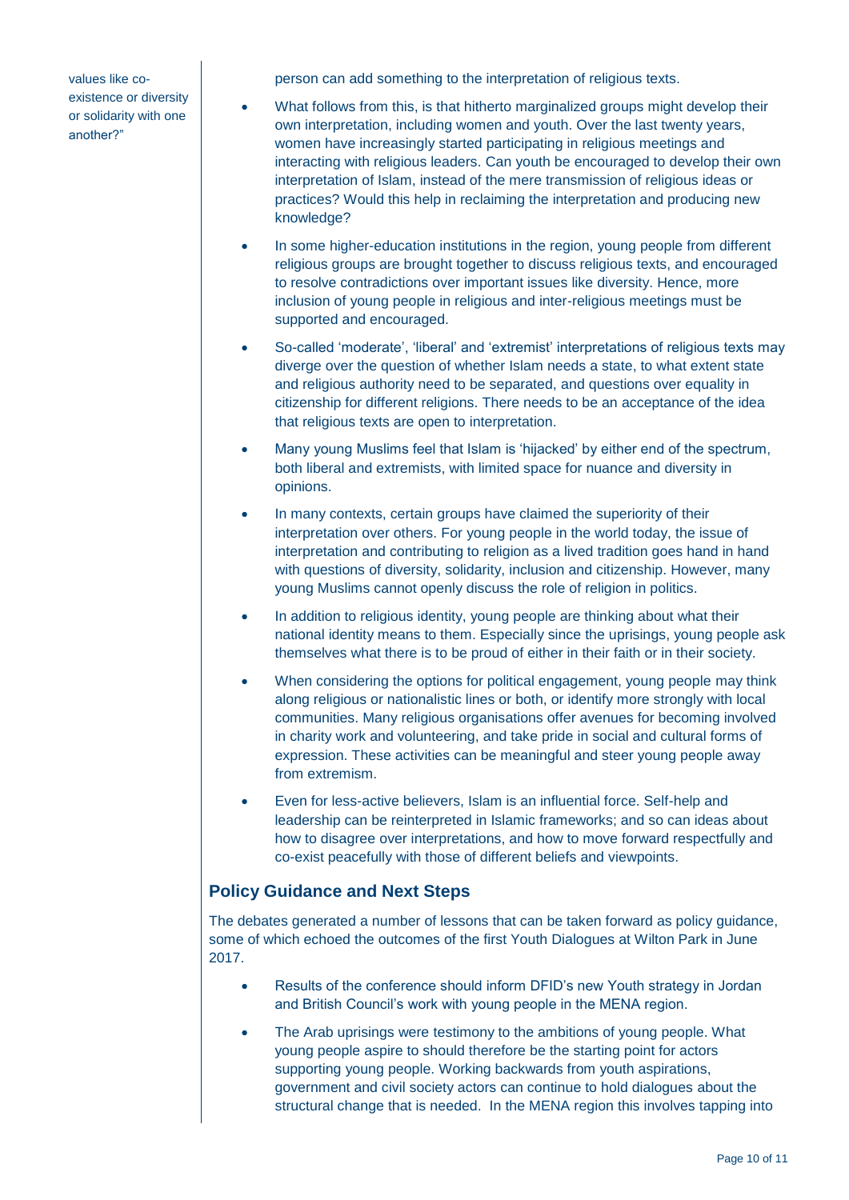values like co-existence or diversity or solidarity with one another?"

person can add something to the interpretation of religious texts.

- What follows from this, is that hitherto marginalized groups might develop their own interpretation, including women and youth. Over the last twenty years, women have increasingly started participating in religious meetings and interacting with religious leaders. Can youth be encouraged to develop their own interpretation of Islam, instead of the mere transmission of religious ideas or practices? Would this help in reclaiming the interpretation and producing new knowledge?
- In some higher-education institutions in the region, young people from different religious groups are brought together to discuss religious texts, and encouraged to resolve contradictions over important issues like diversity. Hence, more inclusion of young people in religious and inter-religious meetings must be supported and encouraged.
- So-called 'moderate', 'liberal' and 'extremist' interpretations of religious texts may diverge over the question of whether Islam needs a state, to what extent state and religious authority need to be separated, and questions over equality in citizenship for different religions. There needs to be an acceptance of the idea that religious texts are open to interpretation.
- Many young Muslims feel that Islam is 'hijacked' by either end of the spectrum, both liberal and extremists, with limited space for nuance and diversity in opinions.
- In many contexts, certain groups have claimed the superiority of their interpretation over others. For young people in the world today, the issue of interpretation and contributing to religion as a lived tradition goes hand in hand with questions of diversity, solidarity, inclusion and citizenship. However, many young Muslims cannot openly discuss the role of religion in politics.
- In addition to religious identity, young people are thinking about what their national identity means to them. Especially since the uprisings, young people ask themselves what there is to be proud of either in their faith or in their society.
- When considering the options for political engagement, young people may think along religious or nationalistic lines or both, or identify more strongly with local communities. Many religious organisations offer avenues for becoming involved in charity work and volunteering, and take pride in social and cultural forms of expression. These activities can be meaningful and steer young people away from extremism.
- Even for less-active believers, Islam is an influential force. Self-help and leadership can be reinterpreted in Islamic frameworks; and so can ideas about how to disagree over interpretations, and how to move forward respectfully and co-exist peacefully with those of different beliefs and viewpoints.

## Policy Guidance and Next Steps

The debates generated a number of lessons that can be taken forward as policy guidance, some of which echoed the outcomes of the first Youth Dialogues at Wilton Park in June 2017.

- Results of the conference should inform DFID's new Youth strategy in Jordan and British Council's work with young people in the MENA region.
- The Arab uprisings were testimony to the ambitions of young people. What young people aspire to should therefore be the starting point for actors supporting young people. Working backwards from youth aspirations, government and civil society actors can continue to hold dialogues about the structural change that is needed. In the MENA region this involves tapping into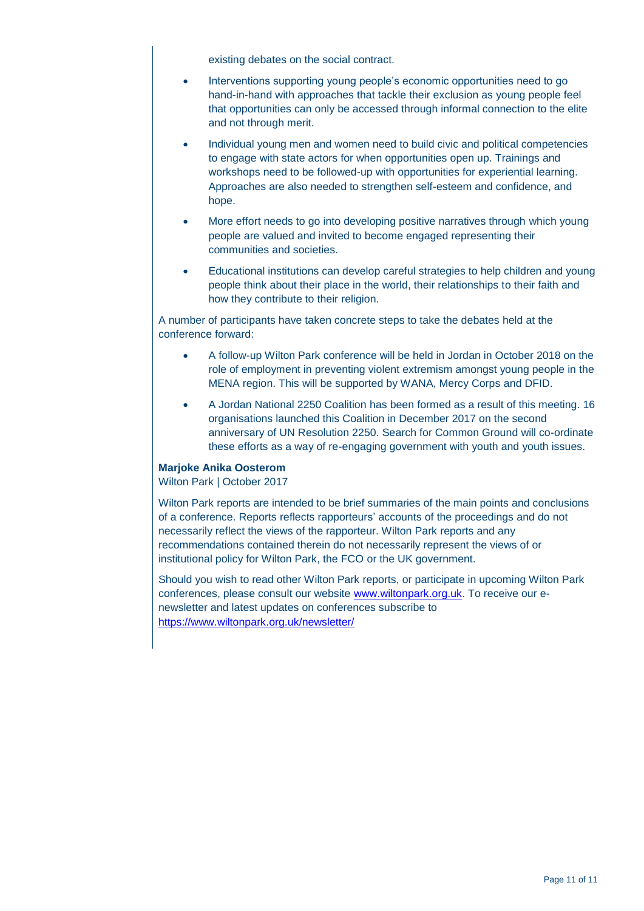existing debates on the social contract.

- Interventions supporting young people's economic opportunities need to go hand-in-hand with approaches that tackle their exclusion as young people feel that opportunities can only be accessed through informal connection to the elite and not through merit.

- Individual young men and women need to build civic and political competencies to engage with state actors for when opportunities open up. Trainings and workshops need to be followed-up with opportunities for experiential learning. Approaches are also needed to strengthen self-esteem and confidence, and hope.

- More effort needs to go into developing positive narratives through which young people are valued and invited to become engaged representing their communities and societies.

- Educational institutions can develop careful strategies to help children and young people think about their place in the world, their relationships to their faith and how they contribute to their religion.

A number of participants have taken concrete steps to take the debates held at the conference forward:

- A follow-up Wilton Park conference will be held in Jordan in October 2018 on the role of employment in preventing violent extremism amongst young people in the MENA region. This will be supported by WANA, Mercy Corps and DFID.

- A Jordan National 2250 Coalition has been formed as a result of this meeting. 16 organisations launched this Coalition in December 2017 on the second anniversary of UN Resolution 2250. Search for Common Ground will co-ordinate these efforts as a way of re-engaging government with youth and youth issues.

**Marjoke Anika Oosterom**
Wilton Park | October 2017

Wilton Park reports are intended to be brief summaries of the main points and conclusions of a conference. Reports reflects rapporteurs' accounts of the proceedings and do not necessarily reflect the views of the rapporteur. Wilton Park reports and any recommendations contained therein do not necessarily represent the views of or institutional policy for Wilton Park, the FCO or the UK government.

Should you wish to read other Wilton Park reports, or participate in upcoming Wilton Park conferences, please consult our website [www.wiltonpark.org.uk](www.wiltonpark.org.uk). To receive our e-newsletter and latest updates on conferences subscribe to [https://www.wiltonpark.org.uk/newsletter/](https://www.wiltonpark.org.uk/newsletter/)